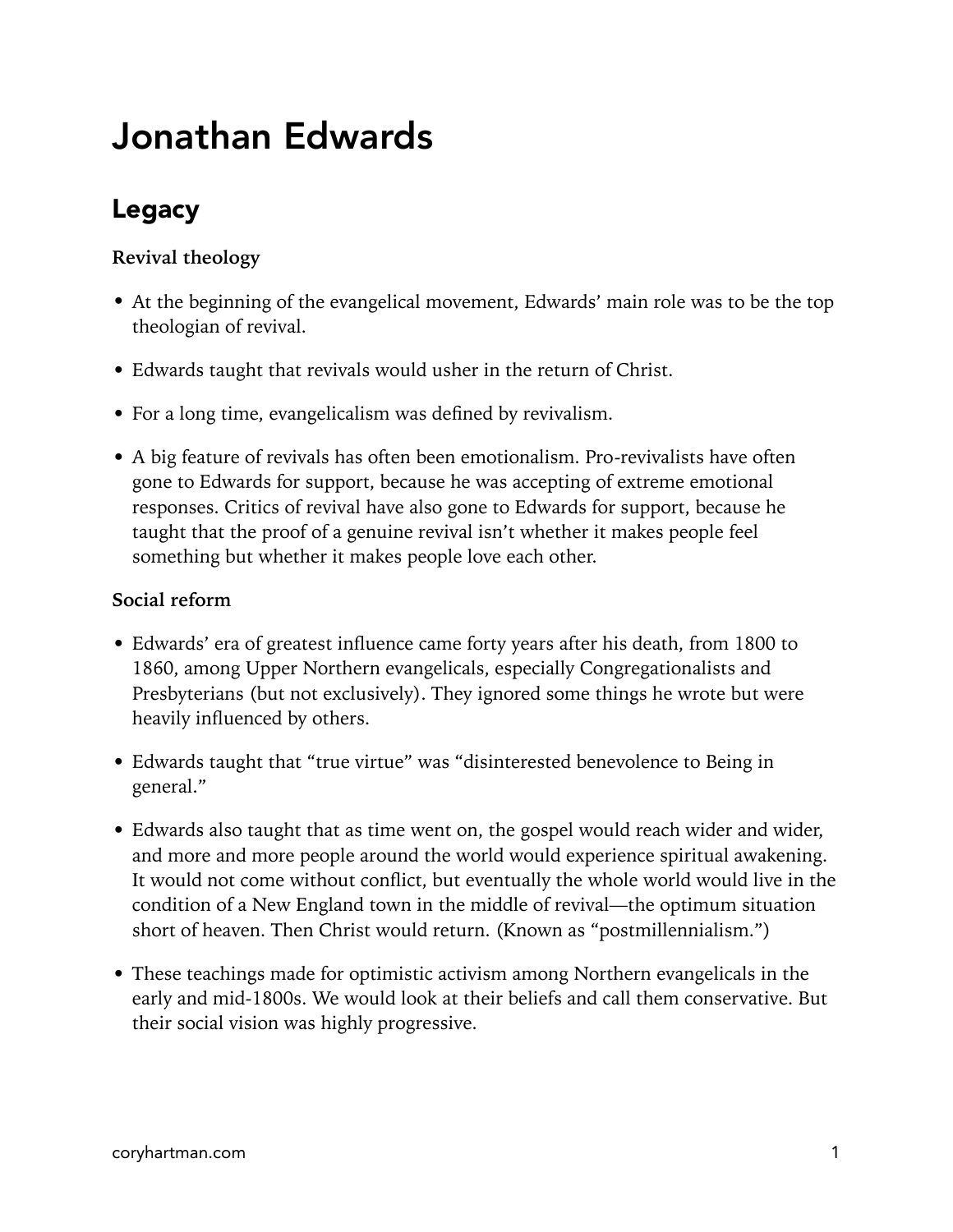# Jonathan Edwards

## Legacy

**Revival theology**

- At the beginning of the evangelical movement, Edwards' main role was to be the top theologian of revival.
- Edwards taught that revivals would usher in the return of Christ.
- For a long time, evangelicalism was defined by revivalism.
- A big feature of revivals has often been emotionalism. Pro-revivalists have often gone to Edwards for support, because he was accepting of extreme emotional responses. Critics of revival have also gone to Edwards for support, because he taught that the proof of a genuine revival isn't whether it makes people feel something but whether it makes people love each other.

**Social reform**

- Edwards' era of greatest influence came forty years after his death, from 1800 to 1860, among Upper Northern evangelicals, especially Congregationalists and Presbyterians (but not exclusively). They ignored some things he wrote but were heavily influenced by others.
- Edwards taught that "true virtue" was "disinterested benevolence to Being in general."
- Edwards also taught that as time went on, the gospel would reach wider and wider, and more and more people around the world would experience spiritual awakening. It would not come without conflict, but eventually the whole world would live in the condition of a New England town in the middle of revival—the optimum situation short of heaven. Then Christ would return. (Known as "postmillennialism.")
- These teachings made for optimistic activism among Northern evangelicals in the early and mid-1800s. We would look at their beliefs and call them conservative. But their social vision was highly progressive.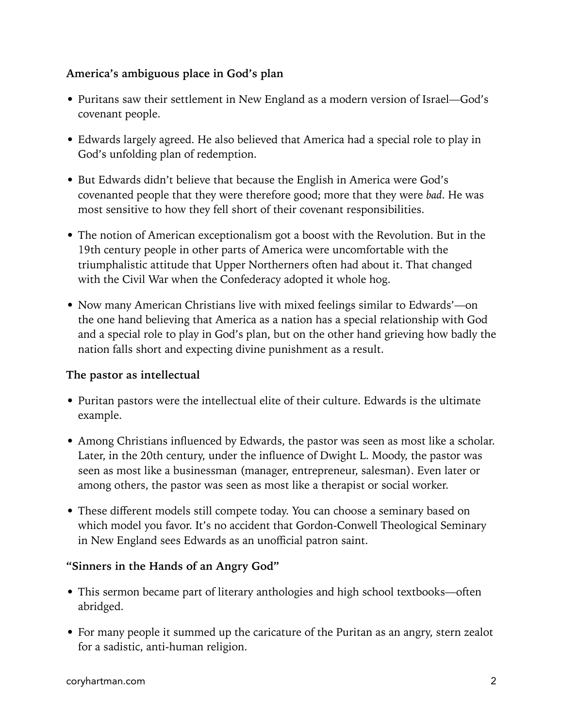**America's ambiguous place in God's plan**

- Puritans saw their settlement in New England as a modern version of Israel—God's covenant people.
- Edwards largely agreed. He also believed that America had a special role to play in God's unfolding plan of redemption.
- But Edwards didn't believe that because the English in America were God's covenanted people that they were therefore good; more that they were *bad*. He was most sensitive to how they fell short of their covenant responsibilities.
- The notion of American exceptionalism got a boost with the Revolution. But in the 19th century people in other parts of America were uncomfortable with the triumphalistic attitude that Upper Northerners often had about it. That changed with the Civil War when the Confederacy adopted it whole hog.
- Now many American Christians live with mixed feelings similar to Edwards'—on the one hand believing that America as a nation has a special relationship with God and a special role to play in God's plan, but on the other hand grieving how badly the nation falls short and expecting divine punishment as a result.

**The pastor as intellectual**

- Puritan pastors were the intellectual elite of their culture. Edwards is the ultimate example.
- Among Christians influenced by Edwards, the pastor was seen as most like a scholar. Later, in the 20th century, under the influence of Dwight L. Moody, the pastor was seen as most like a businessman (manager, entrepreneur, salesman). Even later or among others, the pastor was seen as most like a therapist or social worker.
- These different models still compete today. You can choose a seminary based on which model you favor. It's no accident that Gordon-Conwell Theological Seminary in New England sees Edwards as an unofficial patron saint.

**"Sinners in the Hands of an Angry God"**

- This sermon became part of literary anthologies and high school textbooks—often abridged.
- For many people it summed up the caricature of the Puritan as an angry, stern zealot for a sadistic, anti-human religion.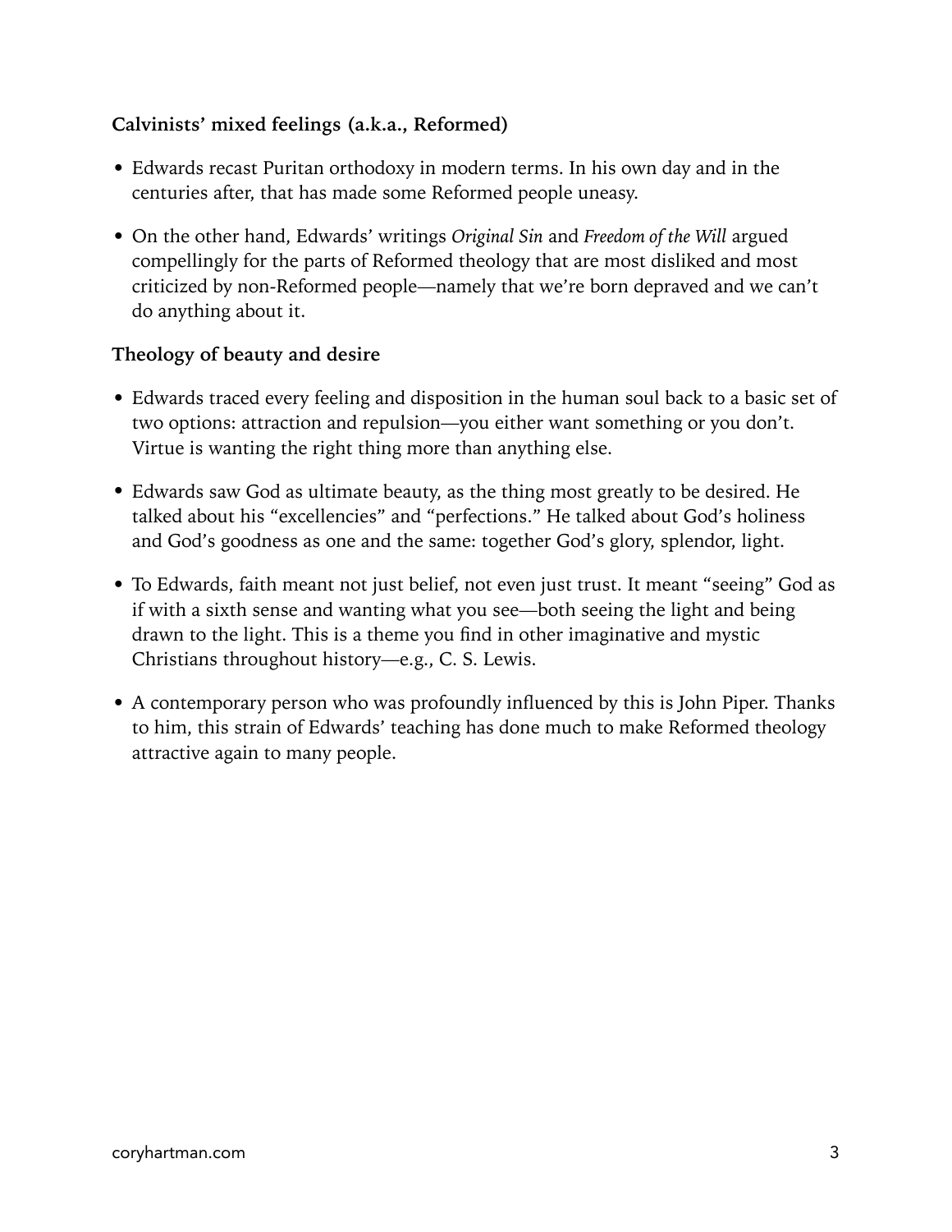**Calvinists' mixed feelings (a.k.a., Reformed)**

- Edwards recast Puritan orthodoxy in modern terms. In his own day and in the centuries after, that has made some Reformed people uneasy.
- On the other hand, Edwards' writings *Original Sin* and *Freedom of the Will* argued compellingly for the parts of Reformed theology that are most disliked and most criticized by non-Reformed people—namely that we're born depraved and we can't do anything about it.

**Theology of beauty and desire**

- Edwards traced every feeling and disposition in the human soul back to a basic set of two options: attraction and repulsion—you either want something or you don't. Virtue is wanting the right thing more than anything else.
- Edwards saw God as ultimate beauty, as the thing most greatly to be desired. He talked about his "excellencies" and "perfections." He talked about God's holiness and God's goodness as one and the same: together God's glory, splendor, light.
- To Edwards, faith meant not just belief, not even just trust. It meant "seeing" God as if with a sixth sense and wanting what you see—both seeing the light and being drawn to the light. This is a theme you find in other imaginative and mystic Christians throughout history—e.g., C. S. Lewis.
- A contemporary person who was profoundly influenced by this is John Piper. Thanks to him, this strain of Edwards' teaching has done much to make Reformed theology attractive again to many people.